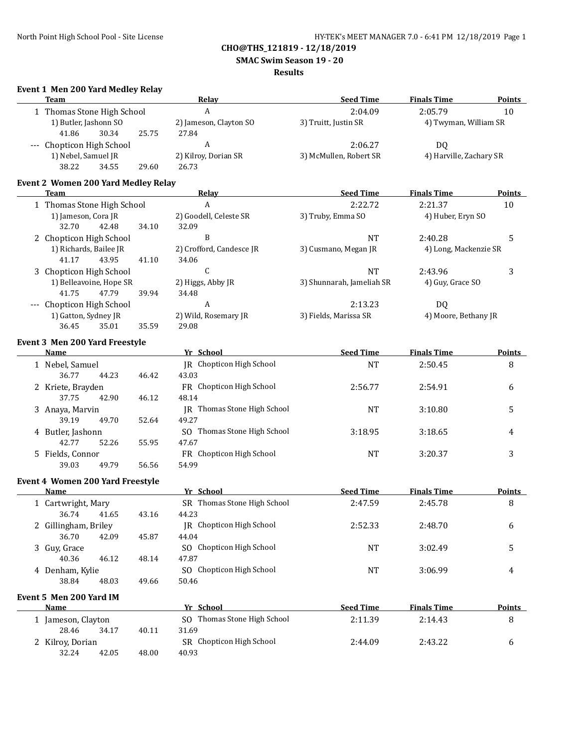# CHO@THS_121819 - 12/18/2019

## SMAC Swim Season 19 - 20

## Results

### Event 1 Men 200 Yard Medley Relay

| | Team | Relay | Seed Time | Finals Time | Points |
|---|---|---|---|---|---|
| 1 | Thomas Stone High School | A | 2:04.09 | 2:05.79 | 10 |
| | 1) Butler, Jashonn SO | 2) Jameson, Clayton SO | 3) Truitt, Justin SR | 4) Twyman, William SR | |
| | 41.86 30.34 25.75 27.84 | | | | |
| --- | Chopticon High School | A | 2:06.27 | DQ | |
| | 1) Nebel, Samuel JR | 2) Kilroy, Dorian SR | 3) McMullen, Robert SR | 4) Harville, Zachary SR | |
| | 38.22 34.55 29.60 26.73 | | | | |

### Event 2 Women 200 Yard Medley Relay

| | Team | Relay | Seed Time | Finals Time | Points |
|---|---|---|---|---|---|
| 1 | Thomas Stone High School | A | 2:22.72 | 2:21.37 | 10 |
| | 1) Jameson, Cora JR | 2) Goodell, Celeste SR | 3) Truby, Emma SO | 4) Huber, Eryn SO | |
| | 32.70 42.48 34.10 32.09 | | | | |
| 2 | Chopticon High School | B | NT | 2:40.28 | 5 |
| | 1) Richards, Bailee JR | 2) Crofford, Candesce JR | 3) Cusmano, Megan JR | 4) Long, Mackenzie SR | |
| | 41.17 43.95 41.10 34.06 | | | | |
| 3 | Chopticon High School | C | NT | 2:43.96 | 3 |
| | 1) Belleavoine, Hope SR | 2) Higgs, Abby JR | 3) Shunnarah, Jameliah SR | 4) Guy, Grace SO | |
| | 41.75 47.79 39.94 34.48 | | | | |
| --- | Chopticon High School | A | 2:13.23 | DQ | |
| | 1) Gatton, Sydney JR | 2) Wild, Rosemary JR | 3) Fields, Marissa SR | 4) Moore, Bethany JR | |
| | 36.45 35.01 35.59 29.08 | | | | |

### Event 3 Men 200 Yard Freestyle

| | Name | Yr | School | Seed Time | Finals Time | Points |
|---|---|---|---|---|---|---|
| 1 | Nebel, Samuel | JR | Chopticon High School | NT | 2:50.45 | 8 |
| | 36.77 44.23 46.42 43.03 | | | | | |
| 2 | Kriete, Brayden | FR | Chopticon High School | 2:56.77 | 2:54.91 | 6 |
| | 37.75 42.90 46.12 48.14 | | | | | |
| 3 | Anaya, Marvin | JR | Thomas Stone High School | NT | 3:10.80 | 5 |
| | 39.19 49.70 52.64 49.27 | | | | | |
| 4 | Butler, Jashonn | SO | Thomas Stone High School | 3:18.95 | 3:18.65 | 4 |
| | 42.77 52.26 55.95 47.67 | | | | | |
| 5 | Fields, Connor | FR | Chopticon High School | NT | 3:20.37 | 3 |
| | 39.03 49.79 56.56 54.99 | | | | | |

### Event 4 Women 200 Yard Freestyle

| | Name | Yr | School | Seed Time | Finals Time | Points |
|---|---|---|---|---|---|---|
| 1 | Cartwright, Mary | SR | Thomas Stone High School | 2:47.59 | 2:45.78 | 8 |
| | 36.74 41.65 43.16 44.23 | | | | | |
| 2 | Gillingham, Briley | JR | Chopticon High School | 2:52.33 | 2:48.70 | 6 |
| | 36.70 42.09 45.87 44.04 | | | | | |
| 3 | Guy, Grace | SO | Chopticon High School | NT | 3:02.49 | 5 |
| | 40.36 46.12 48.14 47.87 | | | | | |
| 4 | Denham, Kylie | SO | Chopticon High School | NT | 3:06.99 | 4 |
| | 38.84 48.03 49.66 50.46 | | | | | |

### Event 5 Men 200 Yard IM

| | Name | Yr | School | Seed Time | Finals Time | Points |
|---|---|---|---|---|---|---|
| 1 | Jameson, Clayton | SO | Thomas Stone High School | 2:11.39 | 2:14.43 | 8 |
| | 28.46 34.17 40.11 31.69 | | | | | |
| 2 | Kilroy, Dorian | SR | Chopticon High School | 2:44.09 | 2:43.22 | 6 |
| | 32.24 42.05 48.00 40.93 | | | | | |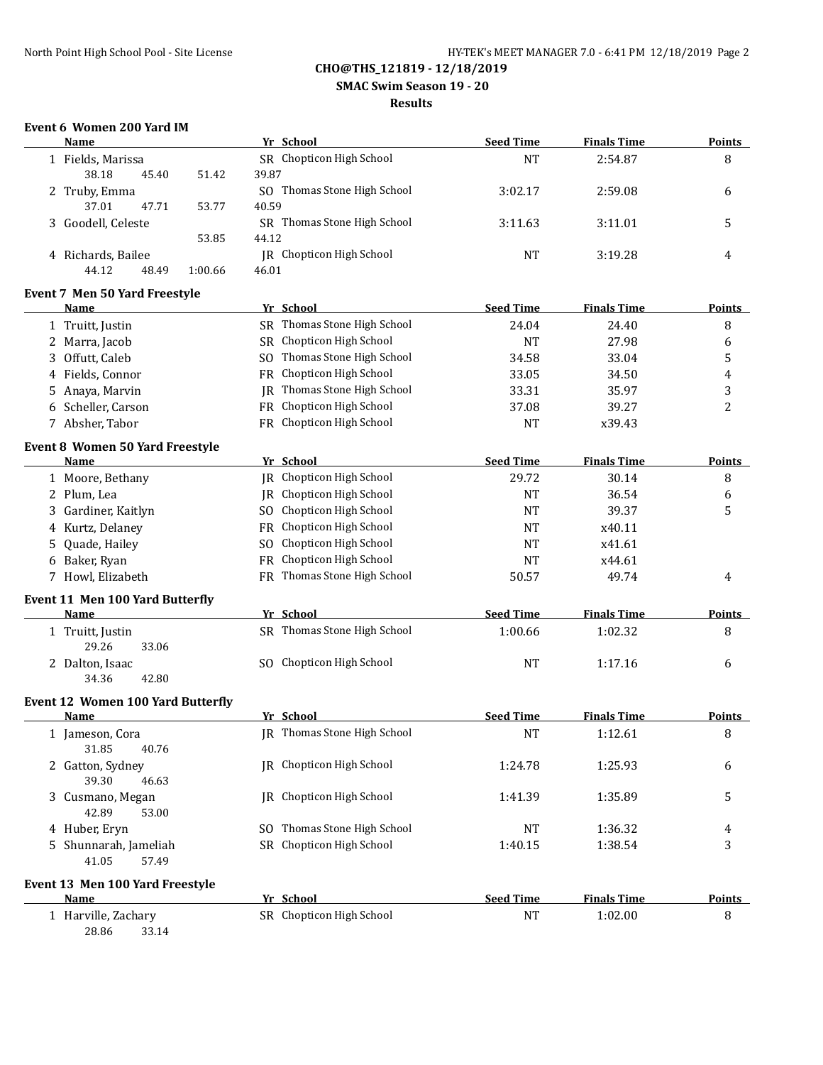**CHO@THS_121819 - 12/18/2019**

**SMAC Swim Season 19 - 20**

**Results**

### Event 6 Women 200 Yard IM

| | Name | Yr | School | Seed Time | Finals Time | Points |
|---|---|---|---|---|---|---|
| 1 | Fields, Marissa | SR | Chopticon High School | NT | 2:54.87 | 8 |
| | 38.18 45.40 51.42 39.87 | | | | | |
| 2 | Truby, Emma | SO | Thomas Stone High School | 3:02.17 | 2:59.08 | 6 |
| | 37.01 47.71 53.77 40.59 | | | | | |
| 3 | Goodell, Celeste | SR | Thomas Stone High School | 3:11.63 | 3:11.01 | 5 |
| | 53.85 44.12 | | | | | |
| 4 | Richards, Bailee | JR | Chopticon High School | NT | 3:19.28 | 4 |
| | 44.12 48.49 1:00.66 46.01 | | | | | |

### Event 7 Men 50 Yard Freestyle

| | Name | Yr | School | Seed Time | Finals Time | Points |
|---|---|---|---|---|---|---|
| 1 | Truitt, Justin | SR | Thomas Stone High School | 24.04 | 24.40 | 8 |
| 2 | Marra, Jacob | SR | Chopticon High School | NT | 27.98 | 6 |
| 3 | Offutt, Caleb | SO | Thomas Stone High School | 34.58 | 33.04 | 5 |
| 4 | Fields, Connor | FR | Chopticon High School | 33.05 | 34.50 | 4 |
| 5 | Anaya, Marvin | JR | Thomas Stone High School | 33.31 | 35.97 | 3 |
| 6 | Scheller, Carson | FR | Chopticon High School | 37.08 | 39.27 | 2 |
| 7 | Absher, Tabor | FR | Chopticon High School | NT | x39.43 | |

### Event 8 Women 50 Yard Freestyle

| | Name | Yr | School | Seed Time | Finals Time | Points |
|---|---|---|---|---|---|---|
| 1 | Moore, Bethany | JR | Chopticon High School | 29.72 | 30.14 | 8 |
| 2 | Plum, Lea | JR | Chopticon High School | NT | 36.54 | 6 |
| 3 | Gardiner, Kaitlyn | SO | Chopticon High School | NT | 39.37 | 5 |
| 4 | Kurtz, Delaney | FR | Chopticon High School | NT | x40.11 | |
| 5 | Quade, Hailey | SO | Chopticon High School | NT | x41.61 | |
| 6 | Baker, Ryan | FR | Chopticon High School | NT | x44.61 | |
| 7 | Howl, Elizabeth | FR | Thomas Stone High School | 50.57 | 49.74 | 4 |

### Event 11 Men 100 Yard Butterfly

| | Name | Yr | School | Seed Time | Finals Time | Points |
|---|---|---|---|---|---|---|
| 1 | Truitt, Justin | SR | Thomas Stone High School | 1:00.66 | 1:02.32 | 8 |
| | 29.26 33.06 | | | | | |
| 2 | Dalton, Isaac | SO | Chopticon High School | NT | 1:17.16 | 6 |
| | 34.36 42.80 | | | | | |

### Event 12 Women 100 Yard Butterfly

| | Name | Yr | School | Seed Time | Finals Time | Points |
|---|---|---|---|---|---|---|
| 1 | Jameson, Cora | JR | Thomas Stone High School | NT | 1:12.61 | 8 |
| | 31.85 40.76 | | | | | |
| 2 | Gatton, Sydney | JR | Chopticon High School | 1:24.78 | 1:25.93 | 6 |
| | 39.30 46.63 | | | | | |
| 3 | Cusmano, Megan | JR | Chopticon High School | 1:41.39 | 1:35.89 | 5 |
| | 42.89 53.00 | | | | | |
| 4 | Huber, Eryn | SO | Thomas Stone High School | NT | 1:36.32 | 4 |
| 5 | Shunnarah, Jameliah | SR | Chopticon High School | 1:40.15 | 1:38.54 | 3 |
| | 41.05 57.49 | | | | | |

### Event 13 Men 100 Yard Freestyle

| | Name | Yr | School | Seed Time | Finals Time | Points |
|---|---|---|---|---|---|---|
| 1 | Harville, Zachary | SR | Chopticon High School | NT | 1:02.00 | 8 |
| | 28.86 33.14 | | | | | |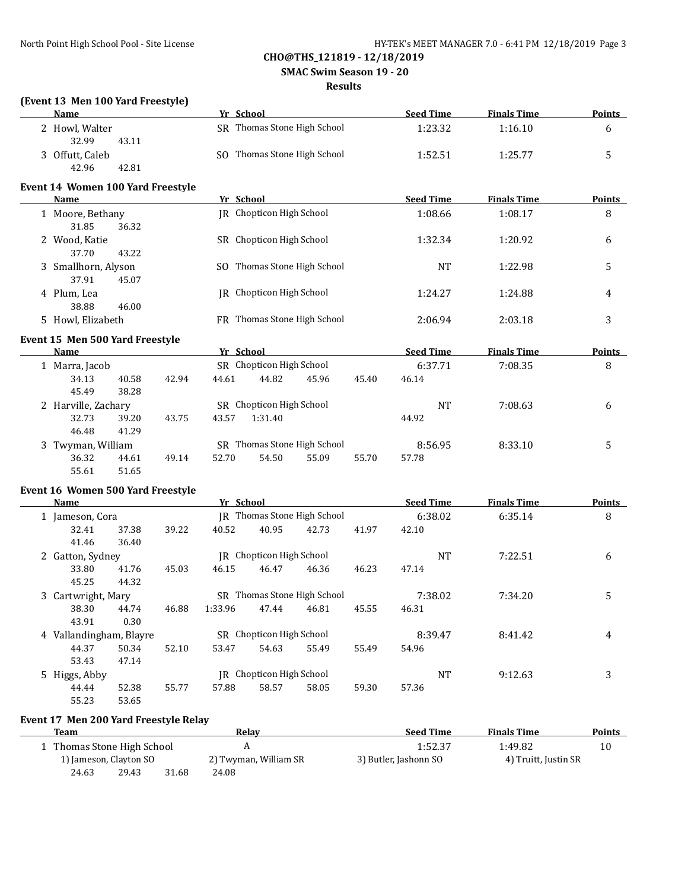## CHO@THS_121819 - 12/18/2019

### SMAC Swim Season 19 - 20

### Results

**(Event 13 Men 100 Yard Freestyle)**

| | Name | Yr | School | Seed Time | Finals Time | Points |
|---|---|---|---|---|---|---|
| 2 | Howl, Walter | SR | Thomas Stone High School | 1:23.32 | 1:16.10 | 6 |
| | 32.99 43.11 | | | | | |
| 3 | Offutt, Caleb | SO | Thomas Stone High School | 1:52.51 | 1:25.77 | 5 |
| | 42.96 42.81 | | | | | |

**Event 14 Women 100 Yard Freestyle**

| | Name | Yr | School | Seed Time | Finals Time | Points |
|---|---|---|---|---|---|---|
| 1 | Moore, Bethany | JR | Chopticon High School | 1:08.66 | 1:08.17 | 8 |
| | 31.85 36.32 | | | | | |
| 2 | Wood, Katie | SR | Chopticon High School | 1:32.34 | 1:20.92 | 6 |
| | 37.70 43.22 | | | | | |
| 3 | Smallhorn, Alyson | SO | Thomas Stone High School | NT | 1:22.98 | 5 |
| | 37.91 45.07 | | | | | |
| 4 | Plum, Lea | JR | Chopticon High School | 1:24.27 | 1:24.88 | 4 |
| | 38.88 46.00 | | | | | |
| 5 | Howl, Elizabeth | FR | Thomas Stone High School | 2:06.94 | 2:03.18 | 3 |

**Event 15 Men 500 Yard Freestyle**

| | Name | Yr | School | Seed Time | Finals Time | Points |
|---|---|---|---|---|---|---|
| 1 | Marra, Jacob | SR | Chopticon High School | 6:37.71 | 7:08.35 | 8 |
| | 34.13 40.58 42.94 44.61 44.82 45.96 45.40 46.14 | | | | | |
| | 45.49 38.28 | | | | | |
| 2 | Harville, Zachary | SR | Chopticon High School | NT | 7:08.63 | 6 |
| | 32.73 39.20 43.75 43.57 1:31.40 44.92 | | | | | |
| | 46.48 41.29 | | | | | |
| 3 | Twyman, William | SR | Thomas Stone High School | 8:56.95 | 8:33.10 | 5 |
| | 36.32 44.61 49.14 52.70 54.50 55.09 55.70 57.78 | | | | | |
| | 55.61 51.65 | | | | | |

**Event 16 Women 500 Yard Freestyle**

| | Name | Yr | School | Seed Time | Finals Time | Points |
|---|---|---|---|---|---|---|
| 1 | Jameson, Cora | JR | Thomas Stone High School | 6:38.02 | 6:35.14 | 8 |
| | 32.41 37.38 39.22 40.52 40.95 42.73 41.97 42.10 | | | | | |
| | 41.46 36.40 | | | | | |
| 2 | Gatton, Sydney | JR | Chopticon High School | NT | 7:22.51 | 6 |
| | 33.80 41.76 45.03 46.15 46.47 46.36 46.23 47.14 | | | | | |
| | 45.25 44.32 | | | | | |
| 3 | Cartwright, Mary | SR | Thomas Stone High School | 7:38.02 | 7:34.20 | 5 |
| | 38.30 44.74 46.88 1:33.96 47.44 46.81 45.55 46.31 | | | | | |
| | 43.91 0.30 | | | | | |
| 4 | Vallandingham, Blayre | SR | Chopticon High School | 8:39.47 | 8:41.42 | 4 |
| | 44.37 50.34 52.10 53.47 54.63 55.49 55.49 54.96 | | | | | |
| | 53.43 47.14 | | | | | |
| 5 | Higgs, Abby | JR | Chopticon High School | NT | 9:12.63 | 3 |
| | 44.44 52.38 55.77 57.88 58.57 58.05 59.30 57.36 | | | | | |
| | 55.23 53.65 | | | | | |

**Event 17 Men 200 Yard Freestyle Relay**

| | Team | Relay | Seed Time | Finals Time | Points |
|---|---|---|---|---|---|
| 1 | Thomas Stone High School | A | 1:52.37 | 1:49.82 | 10 |
| | 1) Jameson, Clayton SO | 2) Twyman, William SR | 3) Butler, Jashonn SO | 4) Truitt, Justin SR | |
| | 24.63 29.43 31.68 24.08 | | | | |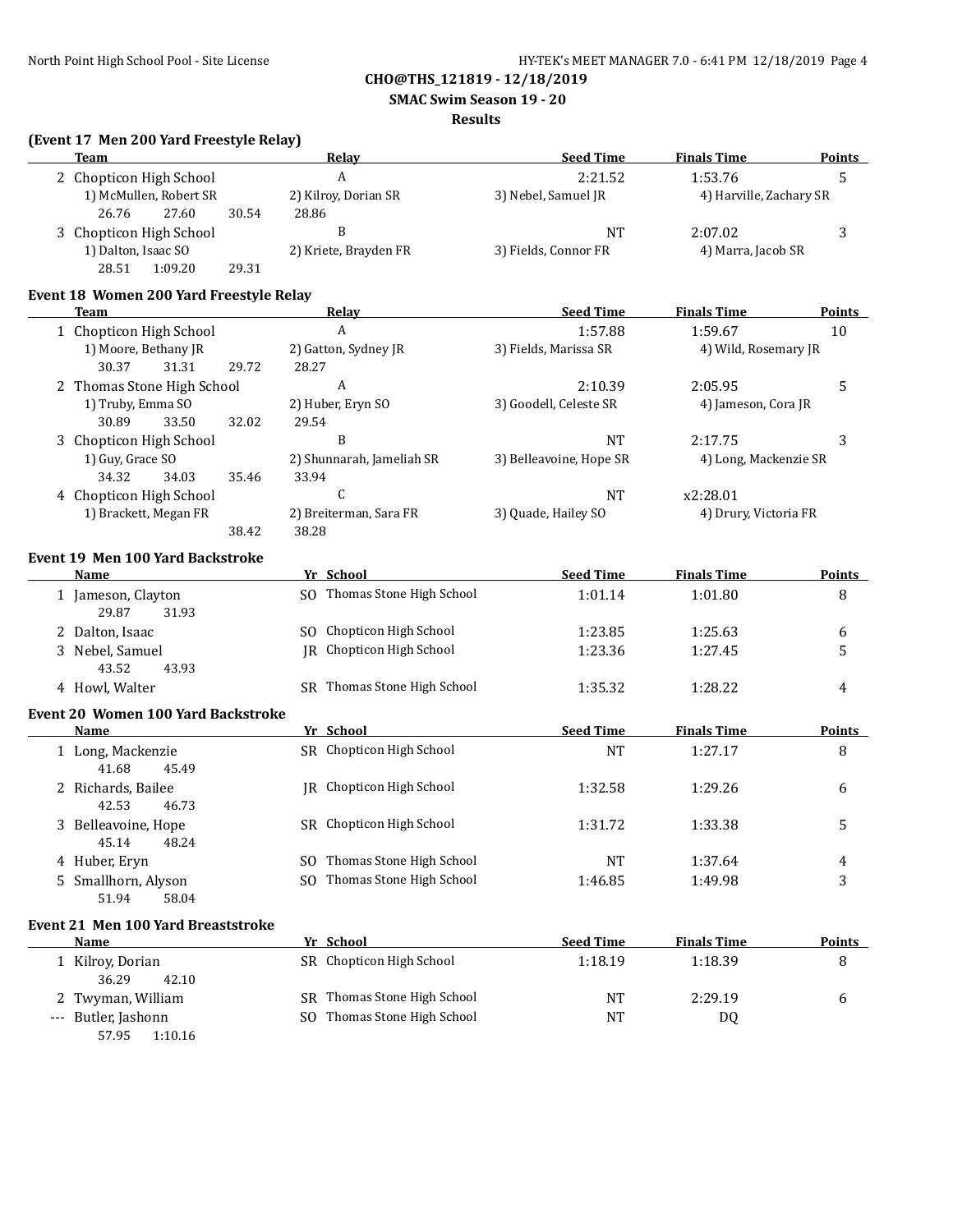CHO@THS_121819 - 12/18/2019
SMAC Swim Season 19 - 20
Results

### (Event 17 Men 200 Yard Freestyle Relay)

| Team | Relay | Seed Time | Finals Time | Points |
|---|---|---|---|---|
| 2 Chopticon High School | A | 2:21.52 | 1:53.76 | 5 |
| 1) McMullen, Robert SR; 2) Kilroy, Dorian SR; 3) Nebel, Samuel JR; 4) Harville, Zachary SR | | | | |
| 26.76 27.60 30.54 28.86 | | | | |
| 3 Chopticon High School | B | NT | 2:07.02 | 3 |
| 1) Dalton, Isaac SO; 2) Kriete, Brayden FR; 3) Fields, Connor FR; 4) Marra, Jacob SR | | | | |
| 28.51 1:09.20 29.31 | | | | |

### Event 18 Women 200 Yard Freestyle Relay

| Team | Relay | Seed Time | Finals Time | Points |
|---|---|---|---|---|
| 1 Chopticon High School | A | 1:57.88 | 1:59.67 | 10 |
| 1) Moore, Bethany JR; 2) Gatton, Sydney JR; 3) Fields, Marissa SR; 4) Wild, Rosemary JR | | | | |
| 30.37 31.31 29.72 28.27 | | | | |
| 2 Thomas Stone High School | A | 2:10.39 | 2:05.95 | 5 |
| 1) Truby, Emma SO; 2) Huber, Eryn SO; 3) Goodell, Celeste SR; 4) Jameson, Cora JR | | | | |
| 30.89 33.50 32.02 29.54 | | | | |
| 3 Chopticon High School | B | NT | 2:17.75 | 3 |
| 1) Guy, Grace SO; 2) Shunnarah, Jameliah SR; 3) Belleavoine, Hope SR; 4) Long, Mackenzie SR | | | | |
| 34.32 34.03 35.46 33.94 | | | | |
| 4 Chopticon High School | C | NT | x2:28.01 | |
| 1) Brackett, Megan FR; 2) Breiterman, Sara FR; 3) Quade, Hailey SO; 4) Drury, Victoria FR | | | | |
| 38.42 38.28 | | | | |

### Event 19 Men 100 Yard Backstroke

| Name | Yr | School | Seed Time | Finals Time | Points |
|---|---|---|---|---|---|
| 1 Jameson, Clayton | SO | Thomas Stone High School | 1:01.14 | 1:01.80 | 8 |
| 29.87 31.93 | | | | | |
| 2 Dalton, Isaac | SO | Chopticon High School | 1:23.85 | 1:25.63 | 6 |
| 3 Nebel, Samuel | JR | Chopticon High School | 1:23.36 | 1:27.45 | 5 |
| 43.52 43.93 | | | | | |
| 4 Howl, Walter | SR | Thomas Stone High School | 1:35.32 | 1:28.22 | 4 |

### Event 20 Women 100 Yard Backstroke

| Name | Yr | School | Seed Time | Finals Time | Points |
|---|---|---|---|---|---|
| 1 Long, Mackenzie | SR | Chopticon High School | NT | 1:27.17 | 8 |
| 41.68 45.49 | | | | | |
| 2 Richards, Bailee | JR | Chopticon High School | 1:32.58 | 1:29.26 | 6 |
| 42.53 46.73 | | | | | |
| 3 Belleavoine, Hope | SR | Chopticon High School | 1:31.72 | 1:33.38 | 5 |
| 45.14 48.24 | | | | | |
| 4 Huber, Eryn | SO | Thomas Stone High School | NT | 1:37.64 | 4 |
| 5 Smallhorn, Alyson | SO | Thomas Stone High School | 1:46.85 | 1:49.98 | 3 |
| 51.94 58.04 | | | | | |

### Event 21 Men 100 Yard Breaststroke

| Name | Yr | School | Seed Time | Finals Time | Points |
|---|---|---|---|---|---|
| 1 Kilroy, Dorian | SR | Chopticon High School | 1:18.19 | 1:18.39 | 8 |
| 36.29 42.10 | | | | | |
| 2 Twyman, William | SR | Thomas Stone High School | NT | 2:29.19 | 6 |
| --- Butler, Jashonn | SO | Thomas Stone High School | NT | DQ | |
| 57.95 1:10.16 | | | | | |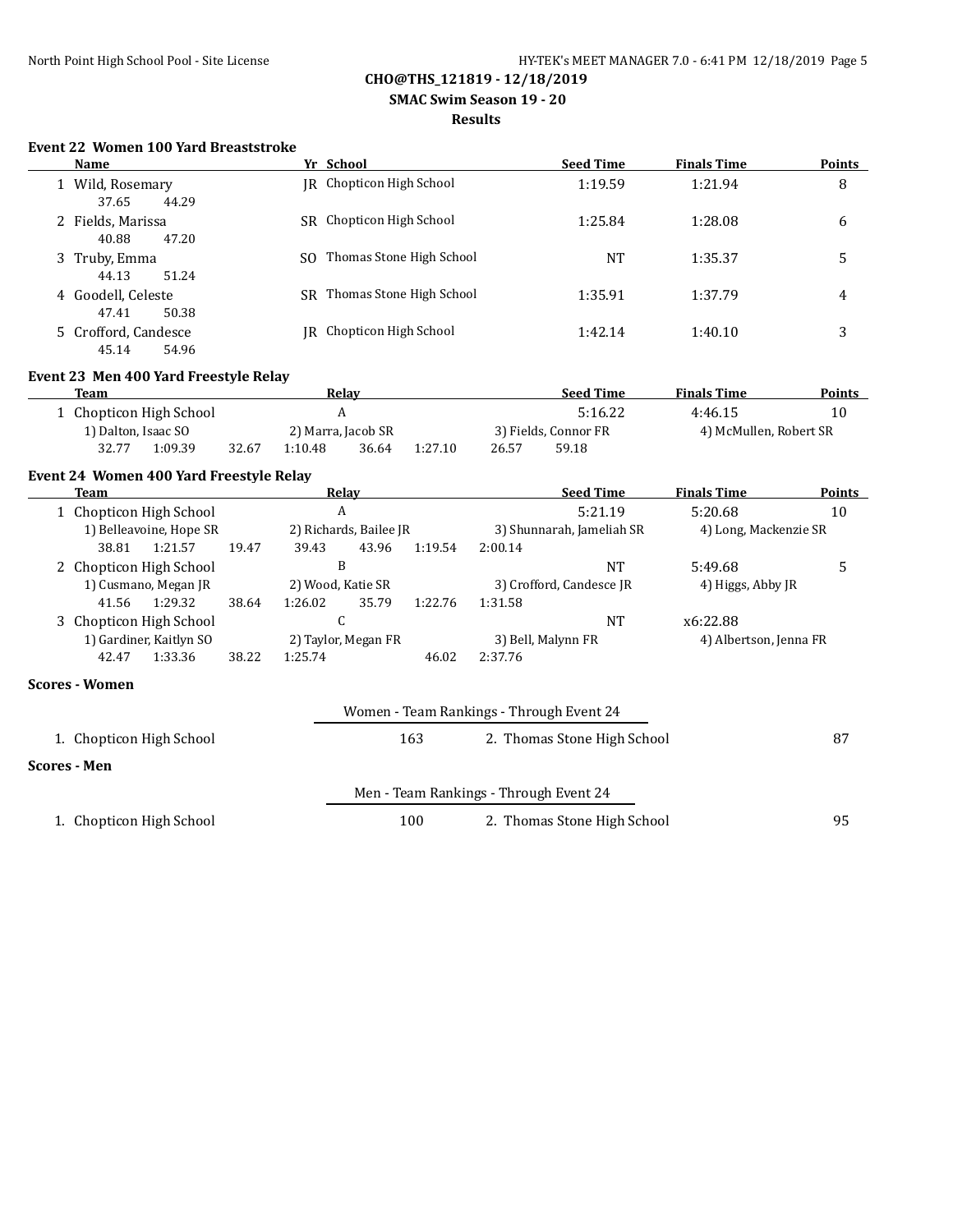CHO@THS_121819 - 12/18/2019

SMAC Swim Season 19 - 20

Results

### Event 22 Women 100 Yard Breaststroke

| | Name | Yr | School | Seed Time | Finals Time | Points |
|---|---|---|---|---|---|---|
| 1 | Wild, Rosemary | JR | Chopticon High School | 1:19.59 | 1:21.94 | 8 |
| | 37.65 44.29 | | | | | |
| 2 | Fields, Marissa | SR | Chopticon High School | 1:25.84 | 1:28.08 | 6 |
| | 40.88 47.20 | | | | | |
| 3 | Truby, Emma | SO | Thomas Stone High School | NT | 1:35.37 | 5 |
| | 44.13 51.24 | | | | | |
| 4 | Goodell, Celeste | SR | Thomas Stone High School | 1:35.91 | 1:37.79 | 4 |
| | 47.41 50.38 | | | | | |
| 5 | Crofford, Candesce | JR | Chopticon High School | 1:42.14 | 1:40.10 | 3 |
| | 45.14 54.96 | | | | | |

### Event 23 Men 400 Yard Freestyle Relay

| | Team | Relay | Seed Time | Finals Time | Points |
|---|---|---|---|---|---|
| 1 | Chopticon High School | A | 5:16.22 | 4:46.15 | 10 |

1) Dalton, Isaac SO — 2) Marra, Jacob SR — 3) Fields, Connor FR — 4) McMullen, Robert SR

32.77 1:09.39 32.67 1:10.48 36.64 1:27.10 26.57 59.18

### Event 24 Women 400 Yard Freestyle Relay

| | Team | Relay | Seed Time | Finals Time | Points |
|---|---|---|---|---|---|
| 1 | Chopticon High School | A | 5:21.19 | 5:20.68 | 10 |
| 2 | Chopticon High School | B | NT | 5:49.68 | 5 |
| 3 | Chopticon High School | C | NT | x6:22.88 | |

1 (A): 1) Belleavoine, Hope SR — 2) Richards, Bailee JR — 3) Shunnarah, Jameliah SR — 4) Long, Mackenzie SR

38.81 1:21.57 19.47 39.43 43.96 1:19.54 2:00.14

2 (B): 1) Cusmano, Megan JR — 2) Wood, Katie SR — 3) Crofford, Candesce JR — 4) Higgs, Abby JR

41.56 1:29.32 38.64 1:26.02 35.79 1:22.76 1:31.58

3 (C): 1) Gardiner, Kaitlyn SO — 2) Taylor, Megan FR — 3) Bell, Malynn FR — 4) Albertson, Jenna FR

42.47 1:33.36 38.22 1:25.74 46.02 2:37.76

### Scores - Women

Women - Team Rankings - Through Event 24

| | | | |
|---|---|---|---|
| 1. Chopticon High School | 163 | 2. Thomas Stone High School | 87 |

### Scores - Men

Men - Team Rankings - Through Event 24

| | | | |
|---|---|---|---|
| 1. Chopticon High School | 100 | 2. Thomas Stone High School | 95 |